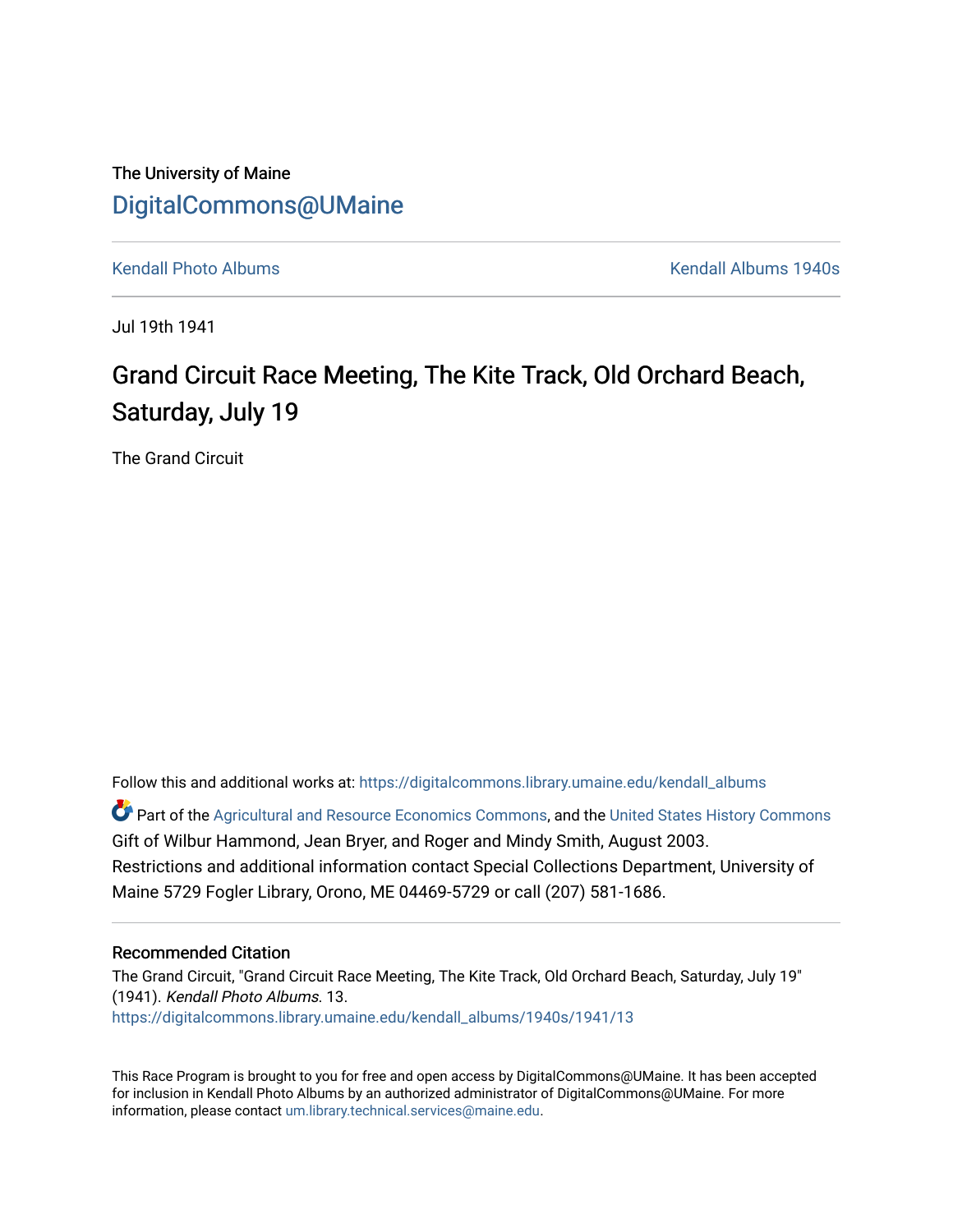The University of Maine

# DigitalCommons@UMaine

Kendall Photo Albums | Kendall Albums 1940s

Jul 19th 1941

## Grand Circuit Race Meeting, The Kite Track, Old Orchard Beach, Saturday, July 19

The Grand Circuit

Follow this and additional works at: https://digitalcommons.library.umaine.edu/kendall_albums

Part of the Agricultural and Resource Economics Commons, and the United States History Commons
Gift of Wilbur Hammond, Jean Bryer, and Roger and Mindy Smith, August 2003.
Restrictions and additional information contact Special Collections Department, University of Maine 5729 Fogler Library, Orono, ME 04469-5729 or call (207) 581-1686.

### Recommended Citation

The Grand Circuit, "Grand Circuit Race Meeting, The Kite Track, Old Orchard Beach, Saturday, July 19" (1941). *Kendall Photo Albums*. 13.
https://digitalcommons.library.umaine.edu/kendall_albums/1940s/1941/13

This Race Program is brought to you for free and open access by DigitalCommons@UMaine. It has been accepted for inclusion in Kendall Photo Albums by an authorized administrator of DigitalCommons@UMaine. For more information, please contact um.library.technical.services@maine.edu.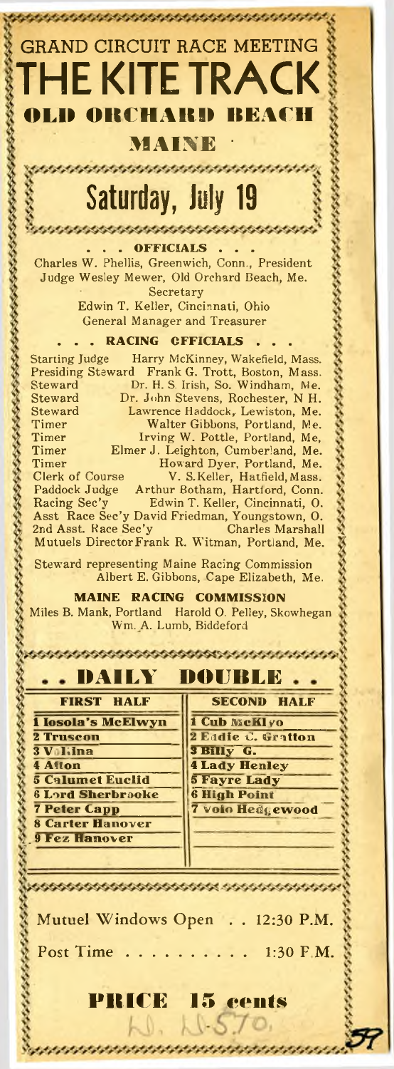# GRAND CIRCUIT RACE MEETING

# THE KITE TRACK

## OLD ORCHARD BEACH

## MAINE

## Saturday, July 19

### . . . OFFICIALS . . .

Charles W. Phellis, Greenwich, Conn., President
Judge Wesley Mewer, Old Orchard Beach, Me.
Secretary
Edwin T. Keller, Cincinnati, Ohio
General Manager and Treasurer

### . . . RACING OFFICIALS . . .

Starting Judge Harry McKinney, Wakefield, Mass.
Presiding Steward Frank G. Trott, Boston, Mass.
Steward Dr. H. S. Irish, So. Windham, Me.
Steward Dr. John Stevens, Rochester, N H.
Steward Lawrence Haddock, Lewiston, Me.
Timer Walter Gibbons, Portland, Me.
Timer Irving W. Pottle, Portland, Me,
Timer Elmer J. Leighton, Cumberland, Me.
Timer Howard Dyer, Portland, Me.
Clerk of Course V. S. Keller, Hatfield, Mass.
Paddock Judge Arthur Botham, Hartford, Conn.
Racing Sec'y Edwin T. Keller, Cincinnati, O.
Asst Race Sec'y David Friedman, Youngstown, O.
2nd Asst. Race Sec'y Charles Marshall
Mutuels Director Frank R. Witman, Portland, Me.

Steward representing Maine Racing Commission
Albert E. Gibbons, Cape Elizabeth, Me.

### MAINE RACING COMMISSION

Miles B. Mank, Portland Harold O. Pelley, Skowhegan
Wm. A. Lumb, Biddeford

## . . DAILY DOUBLE . .

| FIRST HALF | SECOND HALF |
|---|---|
| 1 Iosola's McElwyn | 1 Cub McKlyo |
| 2 Truscon | 2 Eddie C. Gratton |
| 3 Velina | 3 Billy G. |
| 4 Afton | 4 Lady Henley |
| 5 Calumet Euclid | 5 Fayre Lady |
| 6 Lord Sherbrooke | 6 High Point |
| 7 Peter Capp | 7 Volo Hedgewood |
| 8 Carter Hanover | |
| 9 Fez Hanover | |

Mutuel Windows Open . . 12:30 P.M.

Post Time . . . . . . . . . . 1:30 P.M.

## PRICE 15 cents

N. N-570.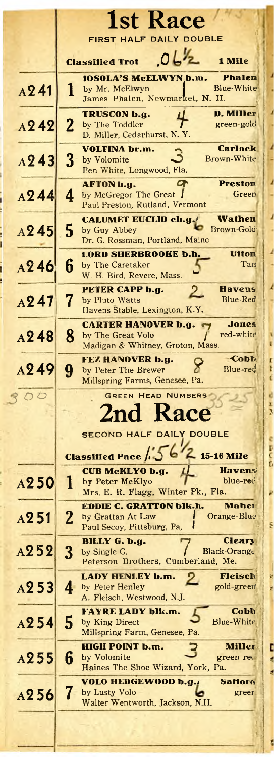# 1st Race

FIRST HALF DAILY DOUBLE

**Classified Trot** .06½ **1 Mile**

| | | Horse | | Driver / Colors |
|---|---|---|---|---|
| A241 | 1 | **IOSOLA'S McELWYN b.m.** by Mr. McElwyn James Phalen, Newmarket, N. H. | 1 | **Phalen** Blue-White |
| A242 | 2 | **TRUSCON b.g.** by The Toddler D. Miller, Cedarhurst, N. Y. | 4 | **D. Miller** green-gold |
| A243 | 3 | **VOLTINA br.m.** by Volomite Ben White, Longwood, Fla. | 3 | **Carlock** Brown-White |
| A244 | 4 | **AFTON b.g.** by McGregor The Great Paul Preston, Rutland, Vermont | 9 / 1 | **Preston** Green |
| A245 | 5 | **CALUMET EUCLID ch.g.** by Guy Abbey Dr. G. Rossman, Portland, Maine | 6 | **Wathen** Brown-Gold |
| A246 | 6 | **LORD SHERBROOKE b.h.** by The Caretaker W. H. Bird, Revere, Mass. | 5 | **Utton** Tan |
| A247 | 7 | **PETER CAPP b.g.** by Pluto Watts Havens Stable, Lexington, K.Y. | 2 | **Havens** Blue-Red |
| A248 | 8 | **CARTER HANOVER b.g.** by The Great Volo Madigan & Whitney, Groton, Mass. | 7 / 1 | **Jones** red-white |
| A249 | 9 | **FEZ HANOVER b.g.** by Peter The Brewer Millspring Farms, Genesee, Pa. | 9 / 8 | **Cobb** Blue-red |

300 GREEN HEAD NUMBERS 35-25

# 2nd Race

SECOND HALF DAILY DOUBLE

**Classified Pace** 1:56½ **15-16 Mile**

| | | Horse | | Driver / Colors |
|---|---|---|---|---|
| A250 | 1 | **CUB McKLYO b.g.** by Peter McKlyo Mrs. E. R. Flagg, Winter Pk., Fla. | 4 / 1 | **Havens** blue-red |
| A251 | 2 | **EDDIE C. GRATTON blk.h.** by Grattan At Law Paul Secoy, Pittsburg, Pa, | 1 | **Maher** Orange-Blue |
| A252 | 3 | **BILLY G. b.g.** by Single G, Peterson Brothers, Cumberland, Me. | 7 / 1 | **Cleary** Black-Orange |
| A253 | 4 | **LADY HENLEY b.m.** by Peter Henley A. Fleisch, Westwood, N.J. | 2 | **Fleisch** gold-green |
| A254 | 5 | **FAYRE LADY blk.m.** by King Direct Millspring Farm, Genesee, Pa. | 5 | **Cobb** Blue-White |
| A255 | 6 | **HIGH POINT b.m.** by Volomite Haines The Shoe Wizard, York, Pa. | 3 | **Miller** green red |
| A256 | 7 | **VOLO HEDGEWOOD b.g.** by Lusty Volo Walter Wentworth, Jackson, N.H. | 6 | **Safford** green |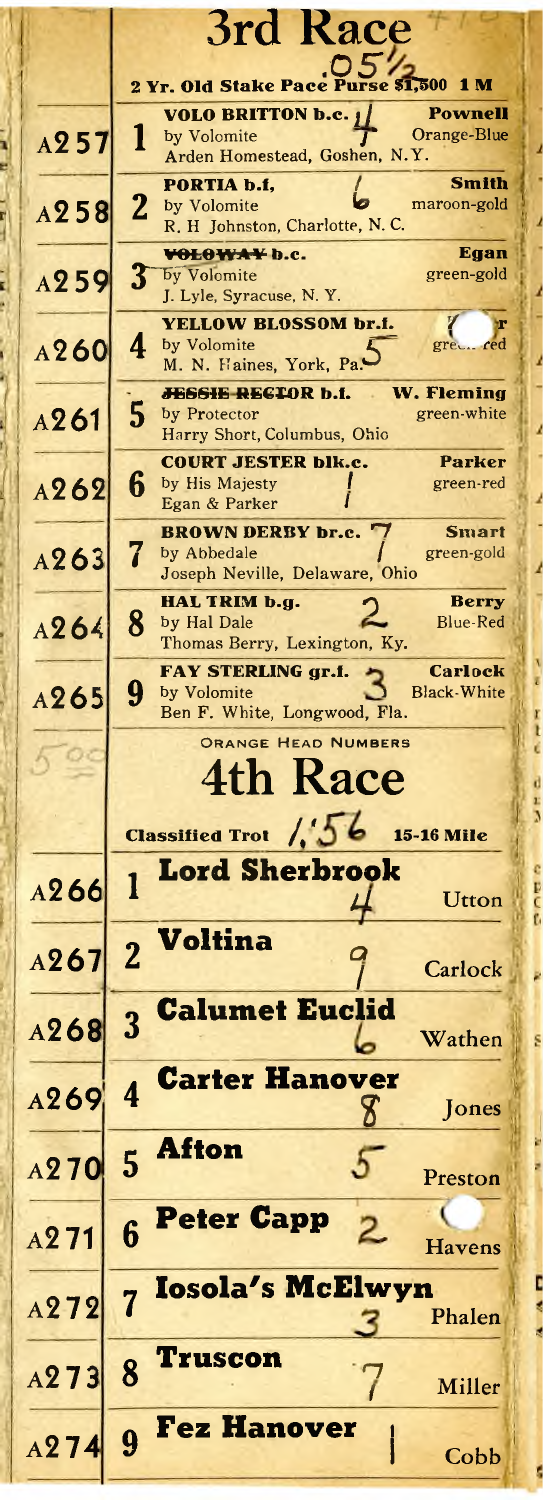# 3rd Race

**2 Yr. Old Stake Pace** .05½ **Purse $1,500 1 M**

| | | Horse | Driver |
|---|---|---|---|
| A257 | 1 | **VOLO BRITTON b.c.** 4<br>by Volomite<br>Arden Homestead, Goshen, N.Y. | **Pownell**<br>Orange-Blue |
| A258 | 2 | **PORTIA b.f.** 6<br>by Volomite<br>R. H Johnston, Charlotte, N. C. | **Smith**<br>maroon-gold |
| A259 | 3 | ~~**VOLOWAY b.c.**~~<br>by Volomite<br>J. Lyle, Syracuse, N. Y. | **Egan**<br>green-gold |
| A260 | 4 | **YELLOW BLOSSOM br.f.** 5<br>by Volomite<br>M. N. Haines, York, Pa. | **r**<br>gre... red |
| A261 | 5 | ~~**JESSIE RECTOR b.f.**~~<br>by Protector<br>Harry Short, Columbus, Ohio | **W. Fleming**<br>green-white |
| A262 | 6 | **COURT JESTER blk.c.** 1<br>by His Majesty<br>Egan & Parker | **Parker**<br>green-red |
| A263 | 7 | **BROWN DERBY br.c.** 7 1<br>by Abbedale<br>Joseph Neville, Delaware, Ohio | **Smart**<br>green-gold |
| A264 | 8 | **HAL TRIM b.g.** 2<br>by Hal Dale<br>Thomas Berry, Lexington, Ky. | **Berry**<br>Blue-Red |
| A265 | 9 | **FAY STERLING gr.f.** 3<br>by Volomite<br>Ben F. White, Longwood, Fla. | **Carlock**<br>Black-White |

ORANGE HEAD NUMBERS

# 4th Race

**Classified Trot** 1:56 **15-16 Mile**

| | | Horse | Driver |
|---|---|---|---|
| A266 | 1 | **Lord Sherbrook** 4 | Utton |
| A267 | 2 | **Voltina** 9 | Carlock |
| A268 | 3 | **Calumet Euclid** 6 | Wathen |
| A269 | 4 | **Carter Hanover** 8 | Jones |
| A270 | 5 | **Afton** 5 | Preston |
| A271 | 6 | **Peter Capp** 2 | Havens |
| A272 | 7 | **Iosola's McElwyn** 3 | Phalen |
| A273 | 8 | **Truscon** 7 | Miller |
| A274 | 9 | **Fez Hanover** 1 | Cobb |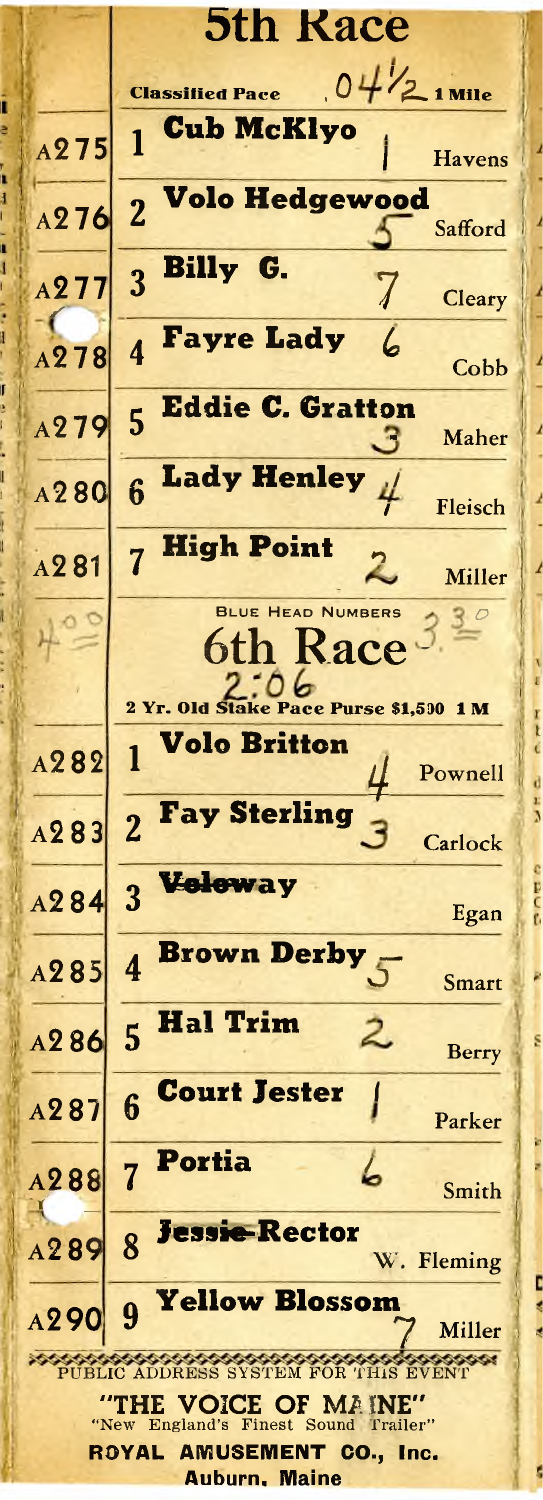# 5th Race

Classified Pace 04½ 1 Mile

| | | | | |
|---|---|---|---|---|
| A275 | 1 | **Cub McKlyo** | 1 | Havens |
| A276 | 2 | **Volo Hedgewood** | 5 | Safford |
| A277 | 3 | **Billy G.** | 7 | Cleary |
| A278 | 4 | **Fayre Lady** | 6 | Cobb |
| A279 | 5 | **Eddie C. Gratton** | 3 | Maher |
| A280 | 6 | **Lady Henley** | 4 | Fleisch |
| A281 | 7 | **High Point** | 2 | Miller |

4.00 BLUE HEAD NUMBERS 3.20

# 6th Race

2:06

2 Yr. Old Stake Pace Purse $1,500 1 M

| | | | | |
|---|---|---|---|---|
| A282 | 1 | **Volo Britton** | 4 | Pownell |
| A283 | 2 | **Fay Sterling** | 3 | Carlock |
| A284 | 3 | ~~**Voloway**~~ | | Egan |
| A285 | 4 | **Brown Derby** | 5 | Smart |
| A286 | 5 | **Hal Trim** | 2 | Berry |
| A287 | 6 | **Court Jester** | 1 | Parker |
| A288 | 7 | **Portia** | 6 | Smith |
| A289 | 8 | ~~**Jessie Rector**~~ | | W. Fleming |
| A290 | 9 | **Yellow Blossom** | 7 | Miller |

PUBLIC ADDRESS SYSTEM FOR THIS EVENT

"THE VOICE OF MAINE"

"New England's Finest Sound Trailer"

**ROYAL AMUSEMENT CO., Inc.**

**Auburn, Maine**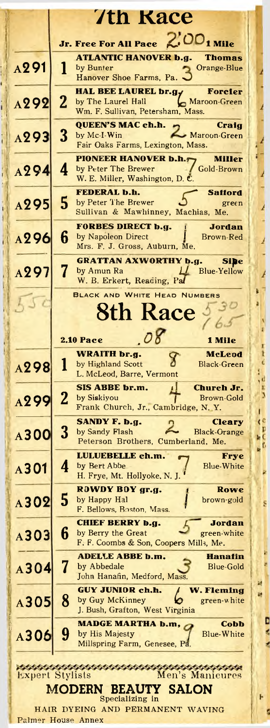# 7th Race

**Jr. Free For All Pace** 2:00 **1 Mile**

| | | Horse | Driver / Colors |
|---|---|---|---|
| A291 | 1 | **ATLANTIC HANOVER b.g.** by Bunter — Hanover Shoe Farms, Pa. 3 | **Thomas** Orange-Blue |
| A292 | 2 | **HAL BEE LAUREL br.g.** by The Laurel Hall — Wm. F. Sullivan, Petersham, Mass. 6 | **Forcier** Maroon-Green |
| A293 | 3 | **QUEEN'S MAC ch.h.** by Mc-I-Win — Fair Oaks Farms, Lexington, Mass. 2 | **Craig** Maroon-Green |
| A294 | 4 | **PIONEER HANOVER b.h.** by Peter The Brewer — W. E. Miller, Washington, D. C. 7 | **Miller** Gold-Brown |
| A295 | 5 | **FEDERAL b.h.** by Peter The Brewer — Sullivan & Mawhinney, Machias, Me. 5 | **Safford** green |
| A296 | 6 | **FORBES DIRECT b.g.** by Napoleon Direct — Mrs. F. J. Gross, Auburn, Me. 1 | **Jordan** Brown-Red |
| A297 | 7 | **GRATTAN AXWORTHY b.g.** by Amun Ra — W. B. Erkert, Reading, Pa. 4 | **Sipe** Blue-Yellow |

BLACK AND WHITE HEAD NUMBERS

550

# 8th Race

530
165

**2.10 Pace** .08 **1 Mile**

| | | Horse | Driver / Colors |
|---|---|---|---|
| A298 | 1 | **WRAITH br.g.** by Highland Scott — L. McLeod, Barre, Vermont 8 | **McLeod** Black-Green |
| A299 | 2 | **SIS ABBE br.m.** by Siskiyou — Frank Church, Jr., Cambridge, N. Y. 4 | **Church Jr.** Brown-Gold |
| A300 | 3 | **SANDY F. b.g.** by Sandy Flash — Peterson Brothers, Cumberland, Me. 2 | **Cleary** Black-Orange |
| A301 | 4 | **LULUEBELLE ch.m.** by Bert Abbe — H. Frye, Mt. Hollyoke, N. J. 7 | **Frye** Blue-White |
| A302 | 5 | **ROWDY BOY gr.g.** by Happy Hal — F. Bellows, Boston, Mass. 1 | **Rowe** brown-gold |
| A303 | 6 | **CHIEF BERRY b.g.** by Berry the Great — F. F. Coombs & Son, Coopers Mills, Me. 5 | **Jordan** green-white |
| A304 | 7 | **ADELLE ABBE b.m.** by Abbedale — John Hanafin, Medford, Mass. 3 | **Hanafin** Blue-Gold |
| A305 | 8 | **GUY JUNIOR ch.h.** by Guy McKinney — J. Bush, Grafton, West Virginia 6 | **W. Fleming** green-white |
| A306 | 9 | **MADGE MARTHA b.m.** by His Majesty — Millspring Farm, Genesee, Pa. 9 | **Cobb** Blue-White |

Expert Stylists — Men's Manicures

**MODERN BEAUTY SALON**

Specializing in

HAIR DYEING AND PERMANENT WAVING

Palmer House Annex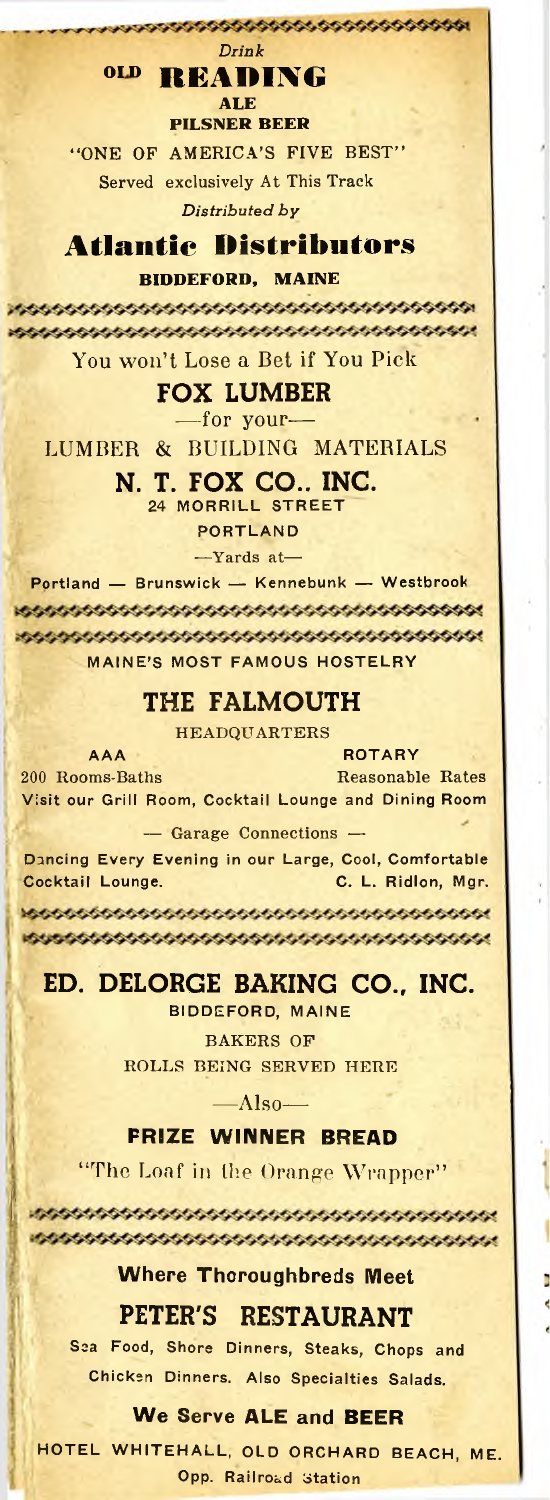*Drink*

## OLD READING

**ALE**

**PILSNER BEER**

"ONE OF AMERICA'S FIVE BEST"

Served exclusively At This Track

*Distributed by*

## Atlantic Distributors

**BIDDEFORD, MAINE**

---

You won't Lose a Bet if You Pick

## FOX LUMBER

—for your—

LUMBER & BUILDING MATERIALS

### N. T. FOX CO.. INC.

24 MORRILL STREET

PORTLAND

—Yards at—

Portland — Brunswick — Kennebunk — Westbrook

---

MAINE'S MOST FAMOUS HOSTELRY

## THE FALMOUTH

HEADQUARTERS

AAA ROTARY

200 Rooms-Baths Reasonable Rates

Visit our Grill Room, Cocktail Lounge and Dining Room

— Garage Connections —

Dancing Every Evening in our Large, Cool, Comfortable Cocktail Lounge. C. L. Ridlon, Mgr.

---

## ED. DELORGE BAKING CO., INC.

BIDDEFORD, MAINE

BAKERS OF

ROLLS BEING SERVED HERE

—Also—

**PRIZE WINNER BREAD**

"The Loaf in the Orange Wrapper"

---

**Where Thoroughbreds Meet**

## PETER'S RESTAURANT

Sea Food, Shore Dinners, Steaks, Chops and Chicken Dinners. Also Specialties Salads.

**We Serve ALE and BEER**

HOTEL WHITEHALL, OLD ORCHARD BEACH, ME.

Opp. Railroad Station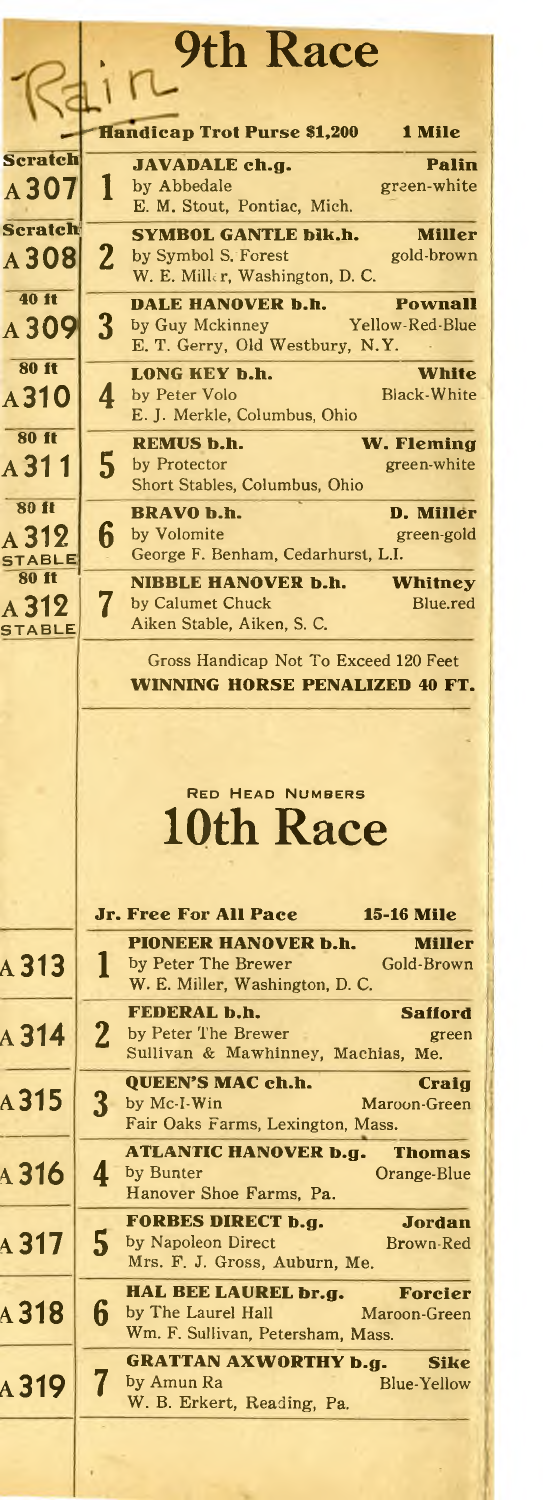Rain

# 9th Race

**Handicap Trot Purse $1,200** — **1 Mile**

| Handicap | No. | Horse | Driver / Colors |
|---|---|---|---|
| Scratch A 307 | 1 | **JAVADALE ch.g.** by Abbedale<br>E. M. Stout, Pontiac, Mich. | **Palin**<br>green-white |
| Scratch A 308 | 2 | **SYMBOL GANTLE blk.h.** by Symbol S. Forest<br>W. E. Miller, Washington, D. C. | **Miller**<br>gold-brown |
| 40 ft A 309 | 3 | **DALE HANOVER b.h.** by Guy Mckinney<br>E. T. Gerry, Old Westbury, N.Y. | **Pownall**<br>Yellow-Red-Blue |
| 80 ft A 310 | 4 | **LONG KEY b.h.** by Peter Volo<br>E. J. Merkle, Columbus, Ohio | **White**<br>Black-White |
| 80 ft A 311 | 5 | **REMUS b.h.** by Protector<br>Short Stables, Columbus, Ohio | **W. Fleming**<br>green-white |
| 80 ft A 312 STABLE | 6 | **BRAVO b.h.** by Volomite<br>George F. Benham, Cedarhurst, L.I. | **D. Miller**<br>green-gold |
| 80 ft A 312 STABLE | 7 | **NIBBLE HANOVER b.h.** by Calumet Chuck<br>Aiken Stable, Aiken, S. C. | **Whitney**<br>Blue.red |

Gross Handicap Not To Exceed 120 Feet

**WINNING HORSE PENALIZED 40 FT.**

RED HEAD NUMBERS

# 10th Race

**Jr. Free For All Pace** — **15-16 Mile**

| No. | | Horse | Driver / Colors |
|---|---|---|---|
| A 313 | 1 | **PIONEER HANOVER b.h.** by Peter The Brewer<br>W. E. Miller, Washington, D. C. | **Miller**<br>Gold-Brown |
| A 314 | 2 | **FEDERAL b.h.** by Peter The Brewer<br>Sullivan & Mawhinney, Machias, Me. | **Safford**<br>green |
| A 315 | 3 | **QUEEN'S MAC ch.h.** by Mc-I-Win<br>Fair Oaks Farms, Lexington, Mass. | **Craig**<br>Maroon-Green |
| A 316 | 4 | **ATLANTIC HANOVER b.g.** by Bunter<br>Hanover Shoe Farms, Pa. | **Thomas**<br>Orange-Blue |
| A 317 | 5 | **FORBES DIRECT b.g.** by Napoleon Direct<br>Mrs. F. J. Gross, Auburn, Me. | **Jordan**<br>Brown-Red |
| A 318 | 6 | **HAL BEE LAUREL br.g.** by The Laurel Hall<br>Wm. F. Sullivan, Petersham, Mass. | **Forcier**<br>Maroon-Green |
| A 319 | 7 | **GRATTAN AXWORTHY b.g.** by Amun Ra<br>W. B. Erkert, Reading, Pa. | **Sike**<br>Blue-Yellow |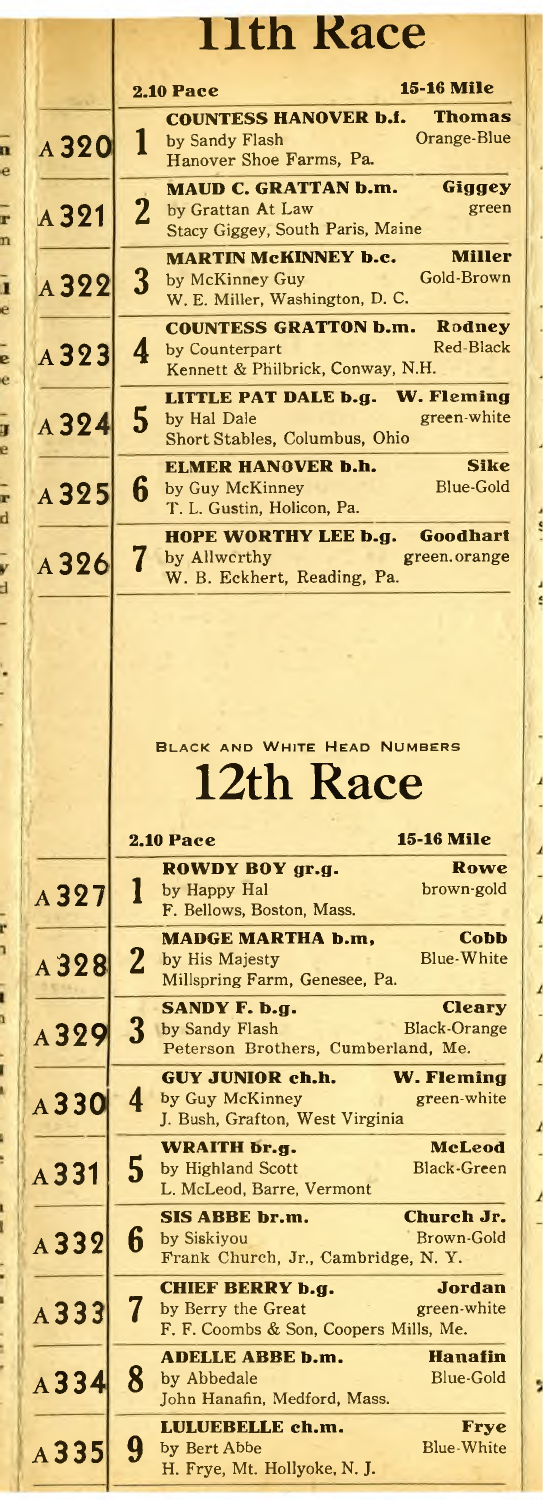# 11th Race

**2.10 Pace** — **15-16 Mile**

| | | |
|---|---|---|
| A320 | **1** | **COUNTESS HANOVER b.f.** by Sandy Flash — Hanover Shoe Farms, Pa. — **Thomas** Orange-Blue |
| A321 | **2** | **MAUD C. GRATTAN b.m.** by Grattan At Law — Stacy Giggey, South Paris, Maine — **Giggey** green |
| A322 | **3** | **MARTIN McKINNEY b.c.** by McKinney Guy — W. E. Miller, Washington, D. C. — **Miller** Gold-Brown |
| A323 | **4** | **COUNTESS GRATTON b.m.** by Counterpart — Kennett & Philbrick, Conway, N.H. — **Rodney** Red-Black |
| A324 | **5** | **LITTLE PAT DALE b.g.** by Hal Dale — Short Stables, Columbus, Ohio — **W. Fleming** green-white |
| A325 | **6** | **ELMER HANOVER b.h.** by Guy McKinney — T. L. Gustin, Holicon, Pa. — **Sike** Blue-Gold |
| A326 | **7** | **HOPE WORTHY LEE b.g.** by Allworthy — W. B. Eckhert, Reading, Pa. — **Goodhart** green.orange |

BLACK AND WHITE HEAD NUMBERS

# 12th Race

**2.10 Pace** — **15-16 Mile**

| | | |
|---|---|---|
| A327 | **1** | **ROWDY BOY gr.g.** by Happy Hal — F. Bellows, Boston, Mass. — **Rowe** brown-gold |
| A328 | **2** | **MADGE MARTHA b.m.** by His Majesty — Millspring Farm, Genesee, Pa. — **Cobb** Blue-White |
| A329 | **3** | **SANDY F. b.g.** by Sandy Flash — Peterson Brothers, Cumberland, Me. — **Cleary** Black-Orange |
| A330 | **4** | **GUY JUNIOR ch.h.** by Guy McKinney — J. Bush, Grafton, West Virginia — **W. Fleming** green-white |
| A331 | **5** | **WRAITH br.g.** by Highland Scott — L. McLeod, Barre, Vermont — **McLeod** Black-Green |
| A332 | **6** | **SIS ABBE br.m.** by Siskiyou — Frank Church, Jr., Cambridge, N. Y. — **Church Jr.** Brown-Gold |
| A333 | **7** | **CHIEF BERRY b.g.** by Berry the Great — F. F. Coombs & Son, Coopers Mills, Me. — **Jordan** green-white |
| A334 | **8** | **ADELLE ABBE b.m.** by Abbedale — John Hanafin, Medford, Mass. — **Hanafin** Blue-Gold |
| A335 | **9** | **LULUEBELLE ch.m.** by Bert Abbe — H. Frye, Mt. Hollyoke, N. J. — **Frye** Blue-White |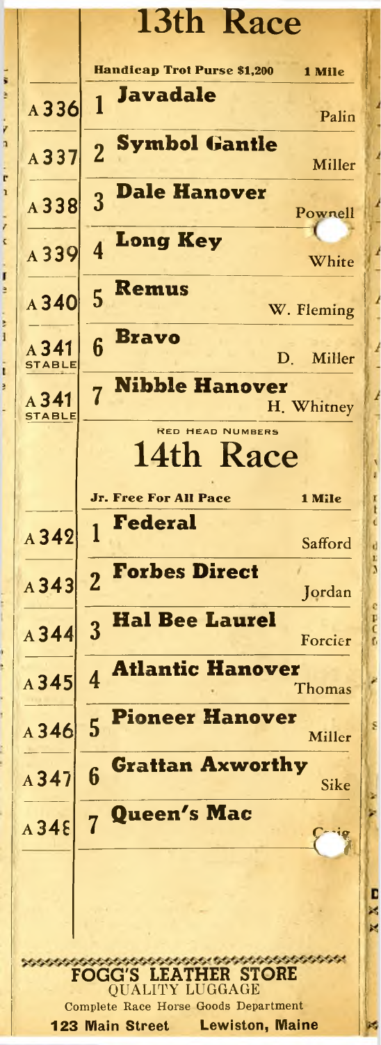# 13th Race

**Handicap Trot Purse $1,200** — **1 Mile**

| No. | Post | Horse | Driver |
|---|---|---|---|
| A 336 | 1 | **Javadale** | Palin |
| A 337 | 2 | **Symbol Gantle** | Miller |
| A 338 | 3 | **Dale Hanover** | Pownell |
| A 339 | 4 | **Long Key** | White |
| A 340 | 5 | **Remus** | W. Fleming |
| A 341 STABLE | 6 | **Bravo** | D. Miller |
| A 341 STABLE | 7 | **Nibble Hanover** | H. Whitney |

RED HEAD NUMBERS

# 14th Race

**Jr. Free For All Pace** — **1 Mile**

| No. | Post | Horse | Driver |
|---|---|---|---|
| A 342 | 1 | **Federal** | Safford |
| A 343 | 2 | **Forbes Direct** | Jordan |
| A 344 | 3 | **Hal Bee Laurel** | Forcier |
| A 345 | 4 | **Atlantic Hanover** | Thomas |
| A 346 | 5 | **Pioneer Hanover** | Miller |
| A 347 | 6 | **Grattan Axworthy** | Sike |
| A 348 | 7 | **Queen's Mac** | Craig |

**FOGG'S LEATHER STORE**
QUALITY LUGGAGE
Complete Race Horse Goods Department
**123 Main Street Lewiston, Maine**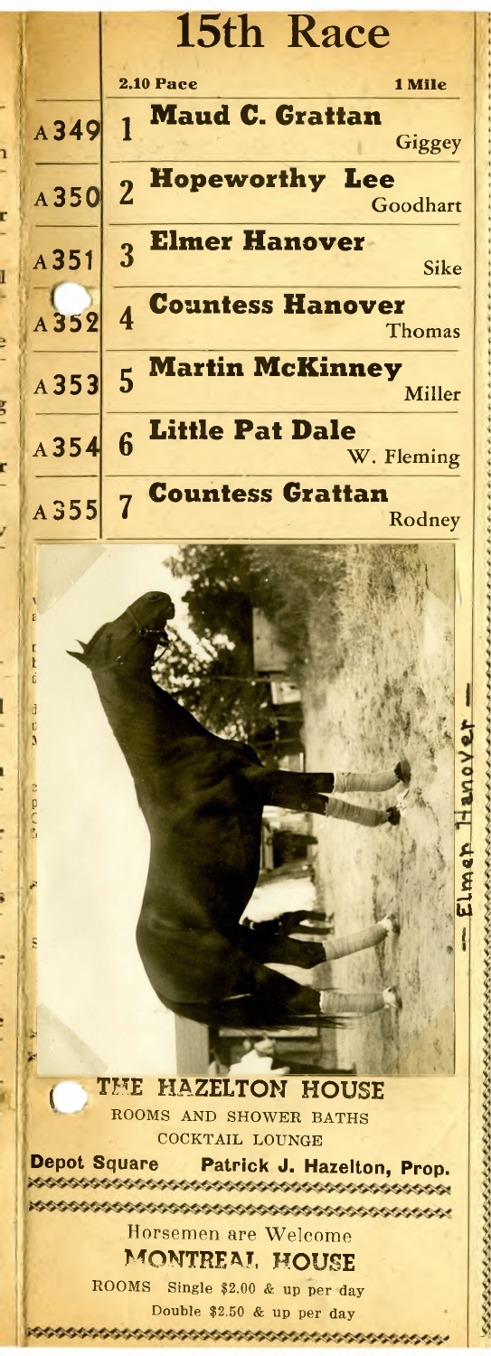# 15th Race

**2.10 Pace** **1 Mile**

| | | | |
|---|---|---|---|
| A349 | 1 | **Maud C. Grattan** | Giggey |
| A350 | 2 | **Hopeworthy Lee** | Goodhart |
| A351 | 3 | **Elmer Hanover** | Sike |
| A352 | 4 | **Countess Hanover** | Thomas |
| A353 | 5 | **Martin McKinney** | Miller |
| A354 | 6 | **Little Pat Dale** | W. Fleming |
| A355 | 7 | **Countess Grattan** | Rodney |

— Elmer Hanover —

**THE HAZELTON HOUSE**

ROOMS AND SHOWER BATHS

COCKTAIL LOUNGE

**Depot Square** **Patrick J. Hazelton, Prop.**

Horsemen are Welcome

**MONTREAL HOUSE**

ROOMS Single $2.00 & up per day

Double $2.50 & up per day